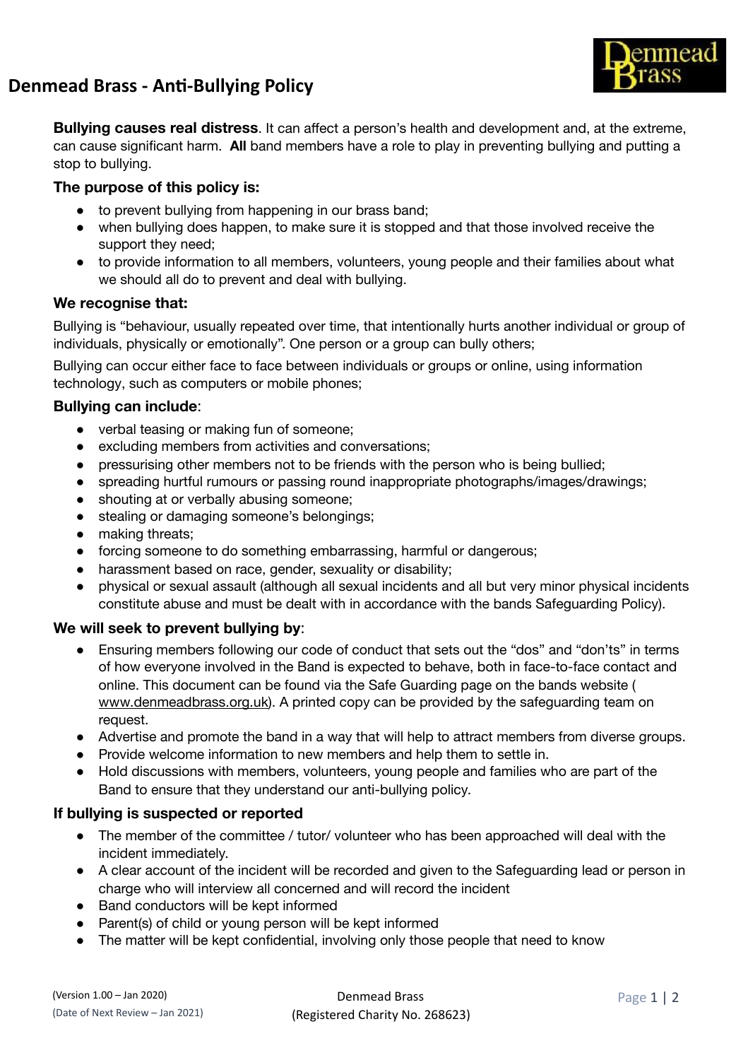# Denmead Brass - Anti-Bullying Policy

**Bullying causes real distress**. It can affect a person's health and development and, at the extreme, can cause significant harm. **All** band members have a role to play in preventing bullying and putting a stop to bullying.

### The purpose of this policy is:

- to prevent bullying from happening in our brass band;
- when bullying does happen, to make sure it is stopped and that those involved receive the support they need;
- to provide information to all members, volunteers, young people and their families about what we should all do to prevent and deal with bullying.

### We recognise that:

Bullying is "behaviour, usually repeated over time, that intentionally hurts another individual or group of individuals, physically or emotionally". One person or a group can bully others;

Bullying can occur either face to face between individuals or groups or online, using information technology, such as computers or mobile phones;

### Bullying can include:

- verbal teasing or making fun of someone;
- excluding members from activities and conversations;
- pressurising other members not to be friends with the person who is being bullied;
- spreading hurtful rumours or passing round inappropriate photographs/images/drawings;
- shouting at or verbally abusing someone;
- stealing or damaging someone's belongings;
- making threats;
- forcing someone to do something embarrassing, harmful or dangerous;
- harassment based on race, gender, sexuality or disability;
- physical or sexual assault (although all sexual incidents and all but very minor physical incidents constitute abuse and must be dealt with in accordance with the bands Safeguarding Policy).

### We will seek to prevent bullying by:

- Ensuring members following our code of conduct that sets out the "dos" and "don'ts" in terms of how everyone involved in the Band is expected to behave, both in face-to-face contact and online. This document can be found via the Safe Guarding page on the bands website ( www.denmeadbrass.org.uk). A printed copy can be provided by the safeguarding team on request.
- Advertise and promote the band in a way that will help to attract members from diverse groups.
- Provide welcome information to new members and help them to settle in.
- Hold discussions with members, volunteers, young people and families who are part of the Band to ensure that they understand our anti-bullying policy.

### If bullying is suspected or reported

- The member of the committee / tutor/ volunteer who has been approached will deal with the incident immediately.
- A clear account of the incident will be recorded and given to the Safeguarding lead or person in charge who will interview all concerned and will record the incident
- Band conductors will be kept informed
- Parent(s) of child or young person will be kept informed
- The matter will be kept confidential, involving only those people that need to know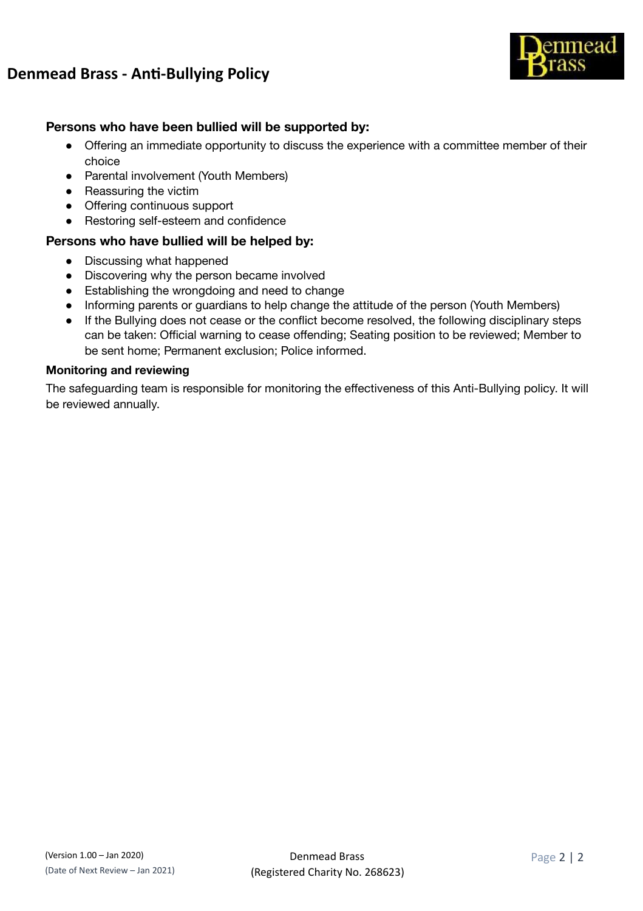### Persons who have been bullied will be supported by:

- Offering an immediate opportunity to discuss the experience with a committee member of their choice
- Parental involvement (Youth Members)
- Reassuring the victim
- Offering continuous support
- Restoring self-esteem and confidence

### Persons who have bullied will be helped by:

- Discussing what happened
- Discovering why the person became involved
- Establishing the wrongdoing and need to change
- Informing parents or guardians to help change the attitude of the person (Youth Members)
- If the Bullying does not cease or the conflict become resolved, the following disciplinary steps can be taken: Official warning to cease offending; Seating position to be reviewed; Member to be sent home; Permanent exclusion; Police informed.

**Monitoring and reviewing**

The safeguarding team is responsible for monitoring the effectiveness of this Anti-Bullying policy. It will be reviewed annually.